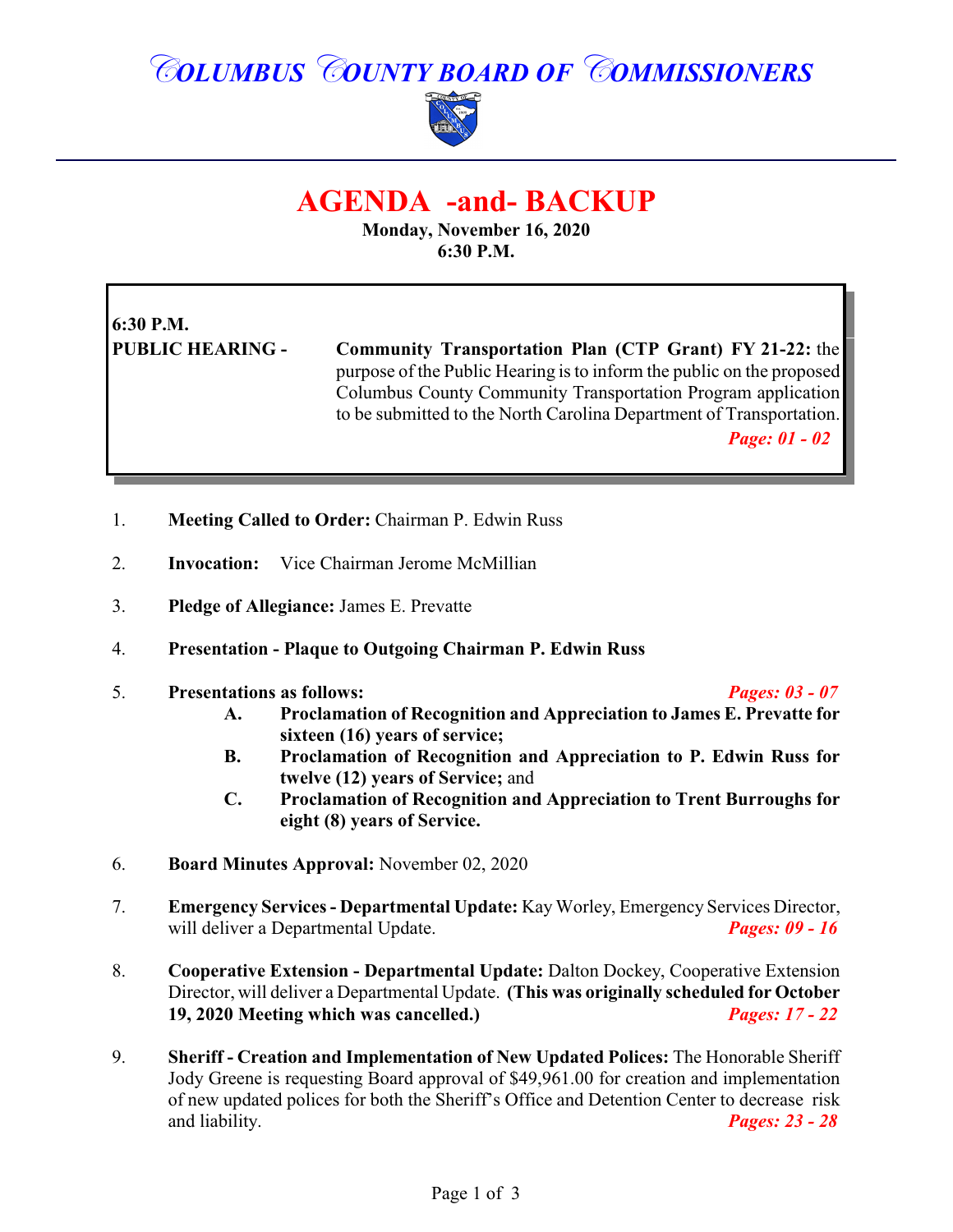# COLUMBUS COUNTY BOARD OF COMMISSIONERS

## AGENDA -and- BACKUP

**Monday, November 16, 2020**
**6:30 P.M.**

**6:30 P.M.**
**PUBLIC HEARING -** **Community Transportation Plan (CTP Grant) FY 21-22:** the purpose of the Public Hearing is to inform the public on the proposed Columbus County Community Transportation Program application to be submitted to the North Carolina Department of Transportation. ***Page: 01 - 02***

1. **Meeting Called to Order:** Chairman P. Edwin Russ

2. **Invocation:** Vice Chairman Jerome McMillian

3. **Pledge of Allegiance:** James E. Prevatte

4. **Presentation - Plaque to Outgoing Chairman P. Edwin Russ**

5. **Presentations as follows:** ***Pages: 03 - 07***
   - **A. Proclamation of Recognition and Appreciation to James E. Prevatte for sixteen (16) years of service;**
   - **B. Proclamation of Recognition and Appreciation to P. Edwin Russ for twelve (12) years of Service;** and
   - **C. Proclamation of Recognition and Appreciation to Trent Burroughs for eight (8) years of Service.**

6. **Board Minutes Approval:** November 02, 2020

7. **Emergency Services - Departmental Update:** Kay Worley, Emergency Services Director, will deliver a Departmental Update. ***Pages: 09 - 16***

8. **Cooperative Extension - Departmental Update:** Dalton Dockey, Cooperative Extension Director, will deliver a Departmental Update. **(This was originally scheduled for October 19, 2020 Meeting which was cancelled.)** ***Pages: 17 - 22***

9. **Sheriff - Creation and Implementation of New Updated Polices:** The Honorable Sheriff Jody Greene is requesting Board approval of $49,961.00 for creation and implementation of new updated polices for both the Sheriff's Office and Detention Center to decrease risk and liability. ***Pages: 23 - 28***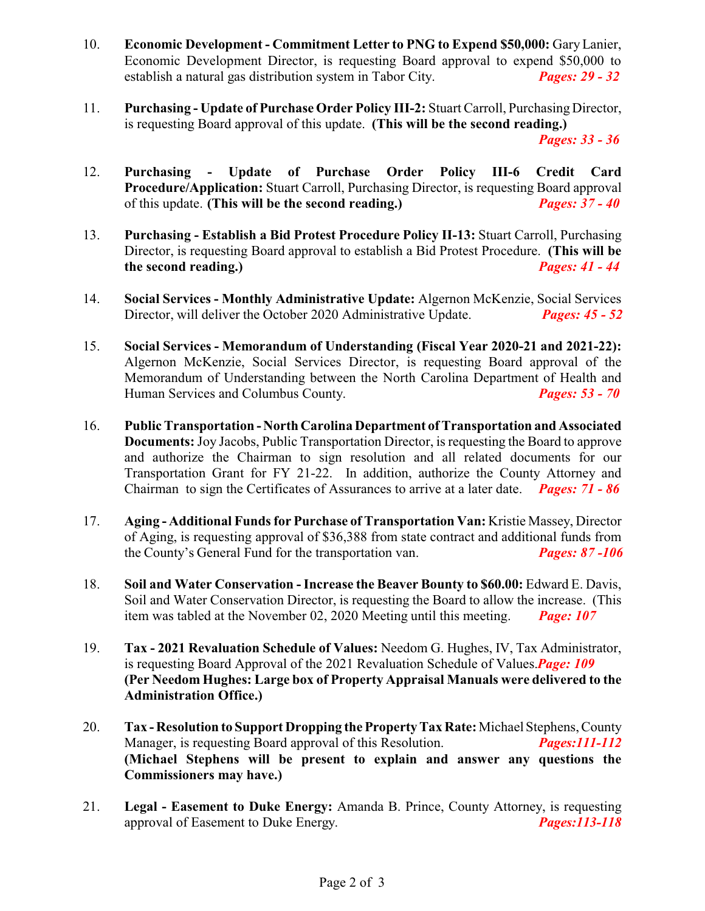10. **Economic Development - Commitment Letter to PNG to Expend $50,000:** Gary Lanier, Economic Development Director, is requesting Board approval to expend $50,000 to establish a natural gas distribution system in Tabor City. ***Pages: 29 - 32***

11. **Purchasing - Update of Purchase Order Policy III-2:** Stuart Carroll, Purchasing Director, is requesting Board approval of this update. **(This will be the second reading.)** ***Pages: 33 - 36***

12. **Purchasing - Update of Purchase Order Policy III-6 Credit Card Procedure/Application:** Stuart Carroll, Purchasing Director, is requesting Board approval of this update. **(This will be the second reading.)** ***Pages: 37 - 40***

13. **Purchasing - Establish a Bid Protest Procedure Policy II-13:** Stuart Carroll, Purchasing Director, is requesting Board approval to establish a Bid Protest Procedure. **(This will be the second reading.)** ***Pages: 41 - 44***

14. **Social Services - Monthly Administrative Update:** Algernon McKenzie, Social Services Director, will deliver the October 2020 Administrative Update. ***Pages: 45 - 52***

15. **Social Services - Memorandum of Understanding (Fiscal Year 2020-21 and 2021-22):** Algernon McKenzie, Social Services Director, is requesting Board approval of the Memorandum of Understanding between the North Carolina Department of Health and Human Services and Columbus County. ***Pages: 53 - 70***

16. **Public Transportation - North Carolina Department of Transportation and Associated Documents:** Joy Jacobs, Public Transportation Director, is requesting the Board to approve and authorize the Chairman to sign resolution and all related documents for our Transportation Grant for FY 21-22. In addition, authorize the County Attorney and Chairman to sign the Certificates of Assurances to arrive at a later date. ***Pages: 71 - 86***

17. **Aging - Additional Funds for Purchase of Transportation Van:** Kristie Massey, Director of Aging, is requesting approval of $36,388 from state contract and additional funds from the County's General Fund for the transportation van. ***Pages: 87 -106***

18. **Soil and Water Conservation - Increase the Beaver Bounty to $60.00:** Edward E. Davis, Soil and Water Conservation Director, is requesting the Board to allow the increase. (This item was tabled at the November 02, 2020 Meeting until this meeting. ***Page: 107***

19. **Tax - 2021 Revaluation Schedule of Values:** Needom G. Hughes, IV, Tax Administrator, is requesting Board Approval of the 2021 Revaluation Schedule of Values. ***Page: 109*** **(Per Needom Hughes: Large box of Property Appraisal Manuals were delivered to the Administration Office.)**

20. **Tax - Resolution to Support Dropping the Property Tax Rate:** Michael Stephens, County Manager, is requesting Board approval of this Resolution. ***Pages:111-112*** **(Michael Stephens will be present to explain and answer any questions the Commissioners may have.)**

21. **Legal - Easement to Duke Energy:** Amanda B. Prince, County Attorney, is requesting approval of Easement to Duke Energy. ***Pages:113-118***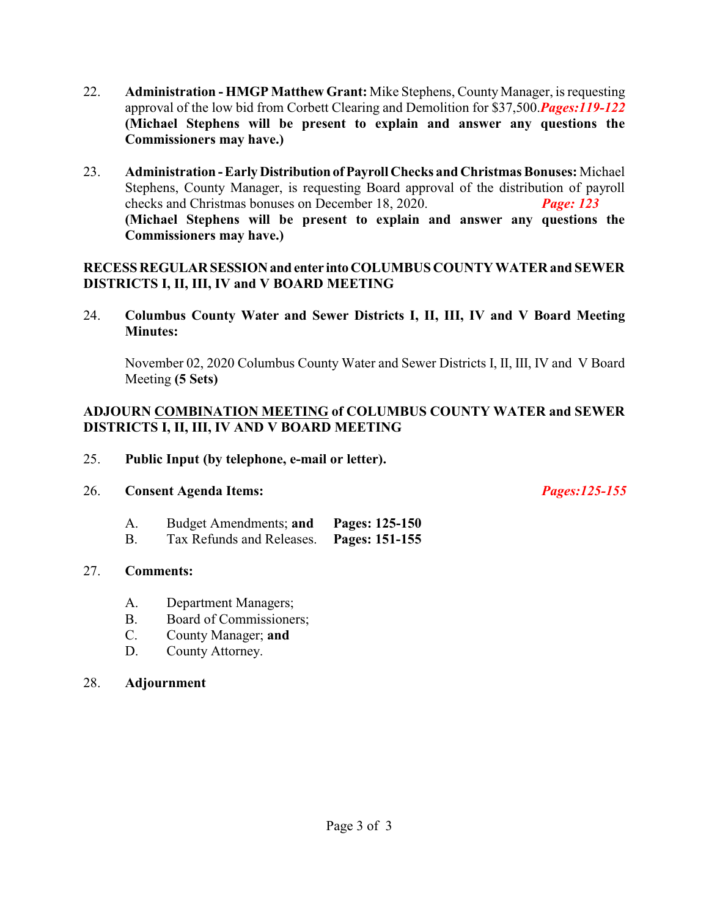22. **Administration - HMGP Matthew Grant:** Mike Stephens, County Manager, is requesting approval of the low bid from Corbett Clearing and Demolition for $37,500.***Pages:119-122*** **(Michael Stephens will be present to explain and answer any questions the Commissioners may have.)**

23. **Administration - Early Distribution of Payroll Checks and Christmas Bonuses:** Michael Stephens, County Manager, is requesting Board approval of the distribution of payroll checks and Christmas bonuses on December 18, 2020. ***Page: 123*** **(Michael Stephens will be present to explain and answer any questions the Commissioners may have.)**

**RECESS REGULAR SESSION and enter into COLUMBUS COUNTY WATER and SEWER DISTRICTS I, II, III, IV and V BOARD MEETING**

24. **Columbus County Water and Sewer Districts I, II, III, IV and V Board Meeting Minutes:**

    November 02, 2020 Columbus County Water and Sewer Districts I, II, III, IV and V Board Meeting **(5 Sets)**

**ADJOURN <u>COMBINATION MEETING</u> of COLUMBUS COUNTY WATER and SEWER DISTRICTS I, II, III, IV AND V BOARD MEETING**

25. **Public Input (by telephone, e-mail or letter).**

26. **Consent Agenda Items:** ***Pages:125-155***

    A. Budget Amendments; **and** **Pages: 125-150**
    B. Tax Refunds and Releases. **Pages: 151-155**

27. **Comments:**

    A. Department Managers;
    B. Board of Commissioners;
    C. County Manager; **and**
    D. County Attorney.

28. **Adjournment**